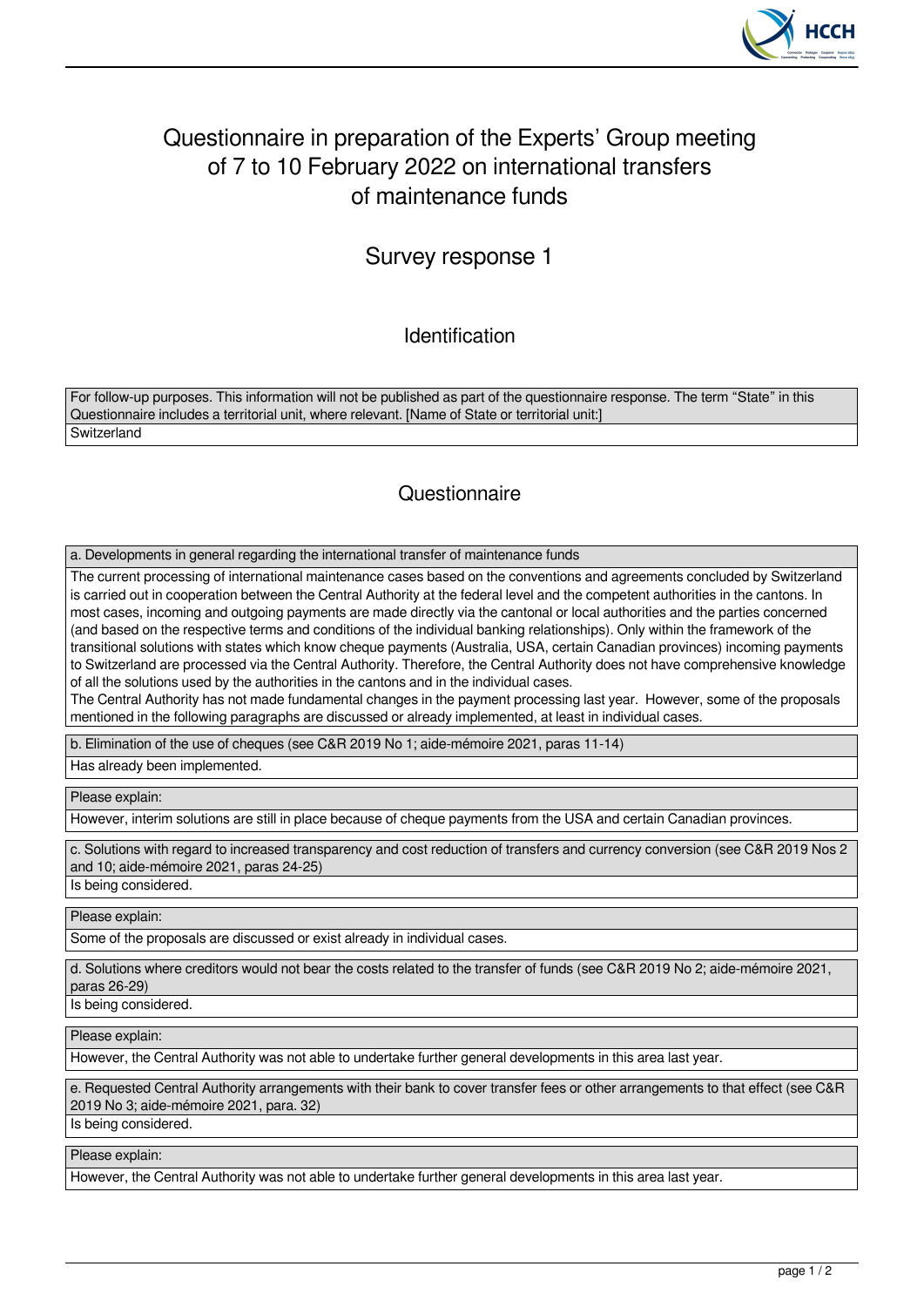# Questionnaire in preparation of the Experts' Group meeting of 7 to 10 February 2022 on international transfers of maintenance funds

## Survey response 1

### Identification

For follow-up purposes. This information will not be published as part of the questionnaire response. The term "State" in this Questionnaire includes a territorial unit, where relevant. [Name of State or territorial unit:]

Switzerland

### Questionnaire

**a. Developments in general regarding the international transfer of maintenance funds**

The current processing of international maintenance cases based on the conventions and agreements concluded by Switzerland is carried out in cooperation between the Central Authority at the federal level and the competent authorities in the cantons. In most cases, incoming and outgoing payments are made directly via the cantonal or local authorities and the parties concerned (and based on the respective terms and conditions of the individual banking relationships). Only within the framework of the transitional solutions with states which know cheque payments (Australia, USA, certain Canadian provinces) incoming payments to Switzerland are processed via the Central Authority. Therefore, the Central Authority does not have comprehensive knowledge of all the solutions used by the authorities in the cantons and in the individual cases.

The Central Authority has not made fundamental changes in the payment processing last year. However, some of the proposals mentioned in the following paragraphs are discussed or already implemented, at least in individual cases.

**b. Elimination of the use of cheques (see C&R 2019 No 1; aide-mémoire 2021, paras 11-14)**

Has already been implemented.

**Please explain:**

However, interim solutions are still in place because of cheque payments from the USA and certain Canadian provinces.

**c. Solutions with regard to increased transparency and cost reduction of transfers and currency conversion (see C&R 2019 Nos 2 and 10; aide-mémoire 2021, paras 24-25)**

Is being considered.

**Please explain:**

Some of the proposals are discussed or exist already in individual cases.

**d. Solutions where creditors would not bear the costs related to the transfer of funds (see C&R 2019 No 2; aide-mémoire 2021, paras 26-29)**

Is being considered.

**Please explain:**

However, the Central Authority was not able to undertake further general developments in this area last year.

**e. Requested Central Authority arrangements with their bank to cover transfer fees or other arrangements to that effect (see C&R 2019 No 3; aide-mémoire 2021, para. 32)**

Is being considered.

**Please explain:**

However, the Central Authority was not able to undertake further general developments in this area last year.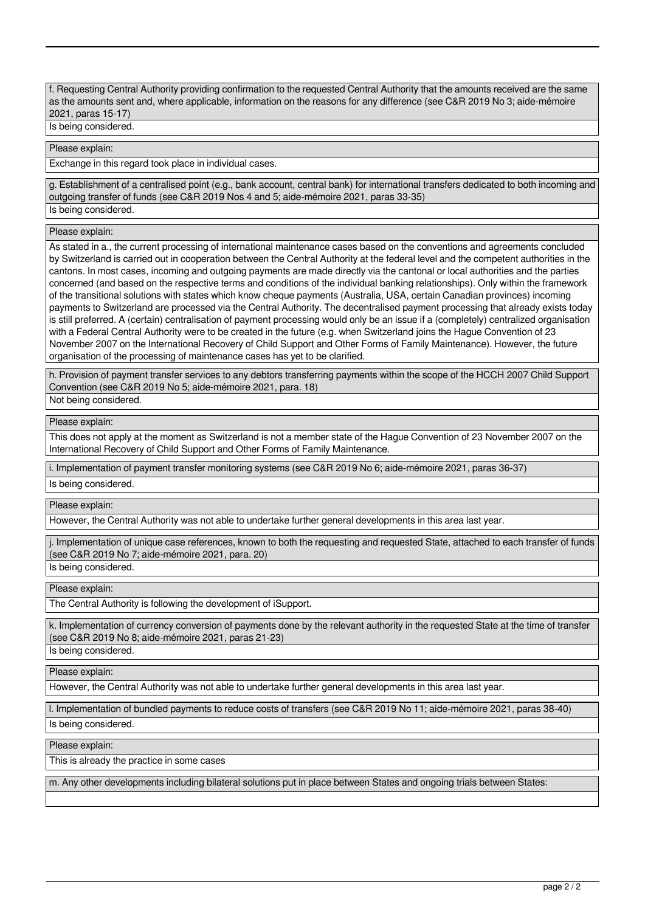f. Requesting Central Authority providing confirmation to the requested Central Authority that the amounts received are the same as the amounts sent and, where applicable, information on the reasons for any difference (see C&R 2019 No 3; aide-mémoire 2021, paras 15-17)

Is being considered.

Please explain:

Exchange in this regard took place in individual cases.

g. Establishment of a centralised point (e.g., bank account, central bank) for international transfers dedicated to both incoming and outgoing transfer of funds (see C&R 2019 Nos 4 and 5; aide-mémoire 2021, paras 33-35)

Is being considered.

Please explain:

As stated in a., the current processing of international maintenance cases based on the conventions and agreements concluded by Switzerland is carried out in cooperation between the Central Authority at the federal level and the competent authorities in the cantons. In most cases, incoming and outgoing payments are made directly via the cantonal or local authorities and the parties concerned (and based on the respective terms and conditions of the individual banking relationships). Only within the framework of the transitional solutions with states which know cheque payments (Australia, USA, certain Canadian provinces) incoming payments to Switzerland are processed via the Central Authority. The decentralised payment processing that already exists today is still preferred. A (certain) centralisation of payment processing would only be an issue if a (completely) centralized organisation with a Federal Central Authority were to be created in the future (e.g. when Switzerland joins the Hague Convention of 23 November 2007 on the International Recovery of Child Support and Other Forms of Family Maintenance). However, the future organisation of the processing of maintenance cases has yet to be clarified.

h. Provision of payment transfer services to any debtors transferring payments within the scope of the HCCH 2007 Child Support Convention (see C&R 2019 No 5; aide-mémoire 2021, para. 18)

Not being considered.

Please explain:

This does not apply at the moment as Switzerland is not a member state of the Hague Convention of 23 November 2007 on the International Recovery of Child Support and Other Forms of Family Maintenance.

i. Implementation of payment transfer monitoring systems (see C&R 2019 No 6; aide-mémoire 2021, paras 36-37)

Is being considered.

Please explain:

However, the Central Authority was not able to undertake further general developments in this area last year.

j. Implementation of unique case references, known to both the requesting and requested State, attached to each transfer of funds (see C&R 2019 No 7; aide-mémoire 2021, para. 20)

Is being considered.

Please explain:

The Central Authority is following the development of iSupport.

k. Implementation of currency conversion of payments done by the relevant authority in the requested State at the time of transfer (see C&R 2019 No 8; aide-mémoire 2021, paras 21-23)

Is being considered.

Please explain:

However, the Central Authority was not able to undertake further general developments in this area last year.

l. Implementation of bundled payments to reduce costs of transfers (see C&R 2019 No 11; aide-mémoire 2021, paras 38-40)

Is being considered.

Please explain:

This is already the practice in some cases

m. Any other developments including bilateral solutions put in place between States and ongoing trials between States: